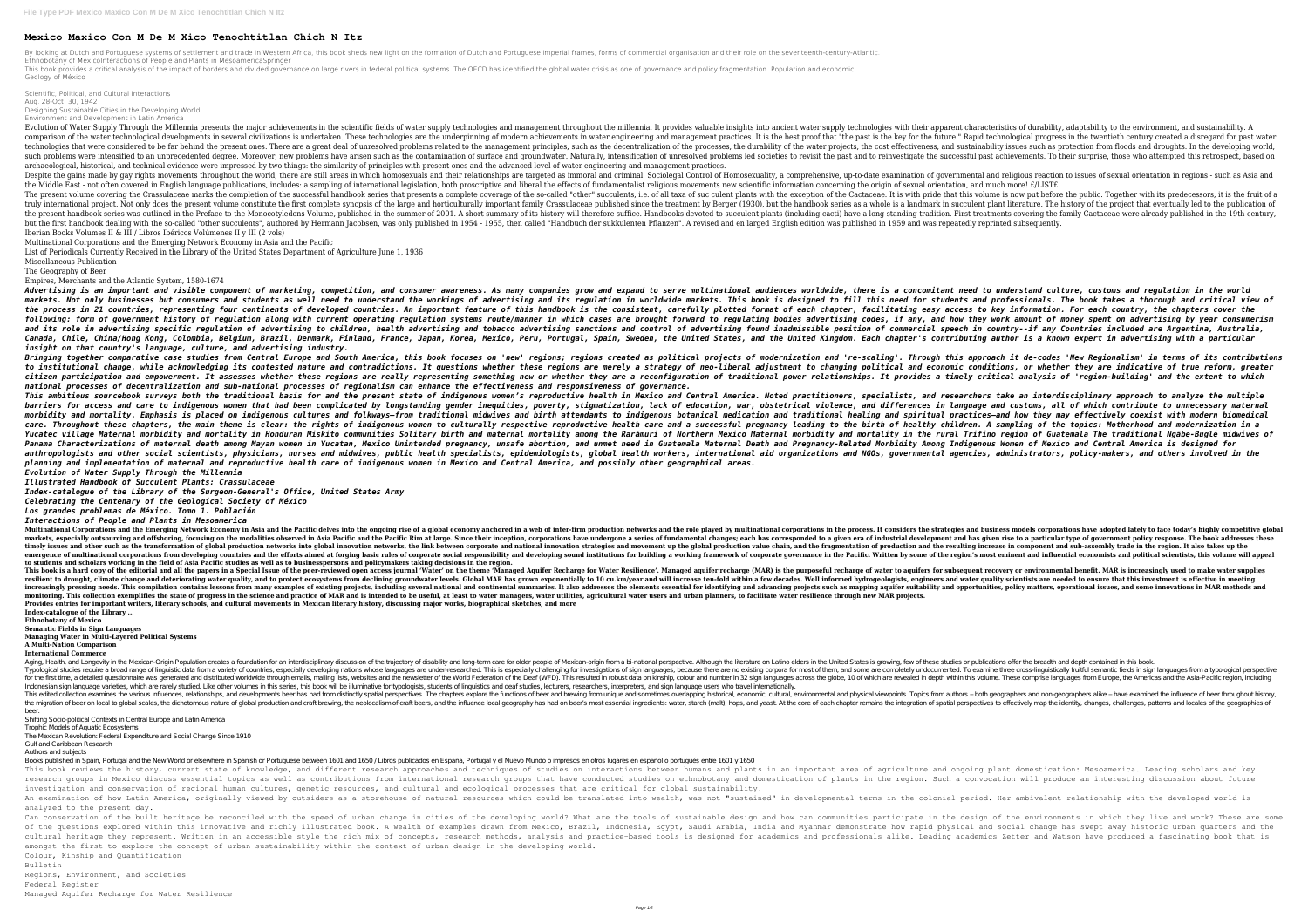# Mexico Maxico Con M De M Xico Tenochtitlan Chich N Itz

By looking at Dutch and Portuguese systems of settlement and trade in Western Africa, this book sheds new light on the formation of Dutch and Portuguese imperial frames, forms of commercial organisation and their role on the seventeenth-century-Atlantic
Ethnobotany of MexicoInteractions of People and Plants in MesoamericaSpringer
This book provides a critical analysis of the impact of borders and divided governance on large rivers in federal political systems. The OECD has identified the global water crisis as one of governance and policy fragmentation. Population and economic
Geology of México

Scientific, Political, and Cultural Interactions
Aug. 28-Oct. 30, 1942
Designing Sustainable Cities in the Developing World
Environment and Development in Latin America

Evolution of Water Supply Through the Millennia presents the major achievements in the scientific fields of water supply technologies and management throughout the millennia. It provides valuable insights into ancient water supply technologies with their apparent characteristics of durability, adaptability to the environment, and sustainability. A comparison of the water technological developments in several civilizations is undertaken. These technologies are the underpinning of modern achievements in water engineering and management practices. It is the best proof that "the past is the key for the future." Rapid technological progress in the twentieth century created a disregard for past water technologies that were considered to be far behind the present ones. There are a great deal of unresolved problems related to the management principles, such as the decentralization of the processes, the durability of the water projects, the cost effectiveness, and sustainability issues such as protection from floods and droughts. In the developing world, such problems were intensified to an unprecedented degree. Moreover, new problems have arisen such as the contamination of surface and groundwater. Naturally, intensification of unresolved problems led societies to revisit the past and to reinvestigate the successful past achievements. To their surprise, those who attempted this retrospect, based on archaeological, historical, and technical evidence were impressed by two things: the similarity of principles with present ones and the advanced level of water engineering and management practices.

Despite the gains made by gay rights movements throughout the world, there are still areas in which homosexuals and their relationships are targeted as immoral and criminal. Sociolegal Control of Homosexuality, a comprehensive, up-to-date examination of governmental and religious reaction to issues of sexual orientation in regions - such as Asia and the Middle East - not often covered in English language publications, includes: a sampling of international legislation, both proscriptive and liberal the effects of fundamentalist religious movements new scientific information concerning the origin of sexual orientation, and much more! £/LIST£

The present volume covering the Crassulaceae marks the completion of the successful handbook series that presents a complete coverage of the so-called "other" succulents, i.e. of all taxa of suc culent plants with the exception of the Cactaceae. It is with pride that this volume is now put before the public. Together with its predecessors, it is the fruit of a truly international project. Not only does the present volume constitute the first complete synopsis of the large and horticulturally important family Crassulaceae published since the treatment by Berger (1930), but the handbook series as a whole is a landmark in succulent plant literature. The history of the project that eventually led to the publication of the present handbook series was outlined in the Preface to the Monocotyledons Volume, published in the summer of 2001. A short summary of its history will therefore suffice. Handbooks devoted to succulent plants (including cacti) have a long-standing tradition. First treatments covering the family Cactaceae were already published in the 19th century, but the first handbook dealing with the so-called "other succulents", authored by Hermann Jacobsen, was only published in 1954 - 1955, then called "Handbuch der sukkulenten Pflanzen". A revised and en larged English edition was published in 1959 and was repeatedly reprinted subsequently.

Iberian Books Volumes II & III / Libros Ibéricos Volúmenes II y III (2 vols)
Multinational Corporations and the Emerging Network Economy in Asia and the Pacific
List of Periodicals Currently Received in the Library of the United States Department of Agriculture June 1, 1936
Miscellaneous Publication
The Geography of Beer
Empires, Merchants and the Atlantic System, 1580-1674

*Advertising is an important and visible component of marketing, competition, and consumer awareness. As many companies grow and expand to serve multinational audiences worldwide, there is a concomitant need to understand culture, customs and regulation in the world markets. Not only businesses but consumers and students as well need to understand the workings of advertising and its regulation in worldwide markets. This book is designed to fill this need for students and professionals. The book takes a thorough and critical view of the process in 21 countries, representing four continents of developed countries. An important feature of this handbook is the consistent, carefully plotted format of each chapter, facilitating easy access to key information. For each country, the chapters cover the following: form of government history of regulation along with current operating regulation systems route/manner in which cases are brought forward to regulating bodies advertising codes, if any, and how they work amount of money spent on advertising by year consumerism and its role in advertising specific regulation of advertising to children, health advertising and tobacco advertising sanctions and control of advertising found inadmissible position of commercial speech in country--if any Countries included are Argentina, Australia, Canada, Chile, China/Hong Kong, Colombia, Belgium, Brazil, Denmark, Finland, France, Japan, Korea, Mexico, Peru, Portugal, Spain, Sweden, the United States, and the United Kingdom. Each chapter's contributing author is a known expert in advertising with a particular insight on that country's language, culture, and advertising industry.*

*Bringing together comparative case studies from Central Europe and South America, this book focuses on 'new' regions; regions created as political projects of modernization and 're-scaling'. Through this approach it de-codes 'New Regionalism' in terms of its contributions to institutional change, while acknowledging its contested nature and contradictions. It questions whether these regions are merely a strategy of neo-liberal adjustment to changing political and economic conditions, or whether they are indicative of true reform, greater citizen participation and empowerment. It assesses whether these regions are really representing something new or whether they are a reconfiguration of traditional power relationships. It provides a timely critical analysis of 'region-building' and the extent to which national processes of decentralization and sub-national processes of regionalism can enhance the effectiveness and responsiveness of governance.*

*This ambitious sourcebook surveys both the traditional basis for and the present state of indigenous women's reproductive health in Mexico and Central America. Noted practitioners, specialists, and researchers take an interdisciplinary approach to analyze the multiple barriers for access and care to indigenous women that had been complicated by longstanding gender inequities, poverty, stigmatization, lack of education, war, obstetrical violence, and differences in language and customs, all of which contribute to unnecessary maternal morbidity and mortality. Emphasis is placed on indigenous cultures and folkways—from traditional midwives and birth attendants to indigenous botanical medication and traditional healing and spiritual practices—and how they may effectively coexist with modern biomedical care. Throughout these chapters, the main theme is clear: the rights of indigenous women to culturally respective reproductive health care and a successful pregnancy leading to the birth of healthy children. A sampling of the topics: Motherhood and modernization in a Yucatec village Maternal morbidity and mortality in Honduran Miskito communities Solitary birth and maternal mortality among the Rarámuri of Northern Mexico Maternal morbidity and mortality in the rural Trifino region of Guatemala The traditional Ngäbe-Buglé midwives of Panama Characterizations of maternal death among Mayan women in Yucatan, Mexico Unintended pregnancy, unsafe abortion, and unmet need in Guatemala Maternal Death and Pregnancy-Related Morbidity Among Indigenous Women of Mexico and Central America is designed for anthropologists and other social scientists, physicians, nurses and midwives, public health specialists, epidemiologists, global health workers, international aid organizations and NGOs, governmental agencies, administrators, policy-makers, and others involved in the planning and implementation of maternal and reproductive health care of indigenous women in Mexico and Central America, and possibly other geographical areas.*

*Evolution of Water Supply Through the Millennia*
*Illustrated Handbook of Succulent Plants: Crassulaceae*
*Index-catalogue of the Library of the Surgeon-General's Office, United States Army*
*Celebrating the Centenary of the Geological Society of México*
*Los grandes problemas de México. Tomo 1. Población*
*Interactions of People and Plants in Mesoamerica*

**Multinational Corporations and the Emerging Network Economy in Asia and the Pacific delves into the ongoing rise of a global economy anchored in a web of inter-firm production networks and the role played by multinational corporations in the process. It considers the strategies and business models corporations have adopted lately to face today's highly competitive global markets, especially outsourcing and offshoring, focusing on the modalities observed in Asia Pacific and the Pacific Rim at large. Since their inception, corporations have undergone a series of fundamental changes; each has corresponded to a given era of industrial development and has given rise to a particular type of government policy response. The book addresses these timely issues and other such as the transformation of global production networks into global innovation networks, the link between corporate and national innovation strategies and movement up the global production value chain, and the fragmentation of production and the resulting increase in component and sub-assembly trade in the region. It also takes up the emergence of multinational corporations from developing countries and the efforts aimed at forging basic rules of corporate social responsibility and developing sound institutions for building a working framework of corporate governance in the Pacific. Written by some of the region's most eminent and influential economists and political scientists, this volume will appeal to students and scholars working in the field of Asia Pacific studies as well as to businesspersons and policymakers taking decisions in the region.**

**This book is a hard copy of the editorial and all the papers in a Special Issue of the peer-reviewed open access journal 'Water' on the theme 'Managed Aquifer Recharge for Water Resilience'. Managed aquifer recharge (MAR) is the purposeful recharge of water to aquifers for subsequent recovery or environmental benefit. MAR is increasingly used to make water supplies resilient to drought, climate change and deteriorating water quality, and to protect ecosystems from declining groundwater levels. Global MAR has grown exponentially to 10 cu.km/year and will increase ten-fold within a few decades. Well informed hydrogeologists, engineers and water quality scientists are needed to ensure that this investment is effective in meeting increasingly pressing needs. This compilation contains lessons from many examples of existing projects, including several national and continental summaries. It also addresses the elements essential for identifying and advancing projects such as mapping aquifer suitability and opportunities, policy matters, operational issues, and some innovations in MAR methods and monitoring. This collection exemplifies the state of progress in the science and practice of MAR and is intended to be useful, at least to water managers, water utilities, agricultural water users and urban planners, to facilitate water resilience through new MAR projects.**

**Provides entries for important writers, literary schools, and cultural movements in Mexican literary history, discussing major works, biographical sketches, and more**

**Index-catalogue of the Library ...**
**Ethnobotany of Mexico**
**Semantic Fields in Sign Languages**
**Managing Water in Multi-Layered Political Systems**
**A Multi-Nation Comparison**
**International Commerce**

Aging, Health, and Longevity in the Mexican-Origin Population creates a foundation for an interdisciplinary discussion of the trajectory of disability and long-term care for older people of Mexican-origin from a bi-national perspective. Although the literature on Latino elders in the United States is growing, few of these studies or publications offer the breadth and depth contained in this book.

Typological studies require a broad range of linguistic data from a variety of countries, especially developing nations whose languages are under-researched. This is especially challenging for investigations of sign languages, because there are no existing corpora for most of them, and some are completely undocumented. To examine three cross-linguistically fruitful semantic fields in sign languages from a typological perspective for the first time, a detailed questionnaire was generated and distributed worldwide through emails, mailing lists, websites and the newsletter of the World Federation of the Deaf (WFD). This resulted in robust data on kinship, colour and number in 32 sign languages across the globe, 10 of which are revealed in depth within this volume. These comprise languages from Europe, the Americas and the Asia-Pacific region, including Indonesian sign language varieties, which are rarely studied. Like other volumes in this series, this book will be illuminative for typologists, students of linguistics and deaf studies, lecturers, researchers, interpreters, and sign language users who travel internationally.

This edited collection examines the various influences, relationships, and developments beer has had from distinctly spatial perspectives. The chapters explore the functions of beer and brewing from unique and sometimes overlapping historical, economic, cultural, environmental and physical viewpoints. Topics from authors – both geographers and non-geographers alike – have examined the influence of beer throughout history, the migration of beer on local to global scales, the dichotomous nature of global production and craft brewing, the neolocalism of craft beers, and the influence local geography has had on beer's most essential ingredients: water, starch (malt), hops, and yeast. At the core of each chapter remains the integration of spatial perspectives to effectively map the identity, changes, challenges, patterns and locales of the geographies of beer.

Shifting Socio-political Contexts in Central Europe and Latin America
Trophic Models of Aquatic Ecosystems
The Mexican Revolution: Federal Expenditure and Social Change Since 1910
Gulf and Caribbean Research
Authors and subjects

Books published in Spain, Portugal and the New World or elsewhere in Spanish or Portuguese between 1601 and 1650 / Libros publicados en España, Portugal y el Nuevo Mundo o impresos en otros lugares en español o portugués entre 1601 y 1650

This book reviews the history, current state of knowledge, and different research approaches and techniques of studies on interactions between humans and plants in an important area of agriculture and ongoing plant domestication: Mesoamerica. Leading scholars and key research groups in Mexico discuss essential topics as well as contributions from international research groups that have conducted studies on ethnobotany and domestication of plants in the region. Such a convocation will produce an interesting discussion about future investigation and conservation of regional human cultures, genetic resources, and cultural and ecological processes that are critical for global sustainability.

An examination of how Latin America, originally viewed by outsiders as a storehouse of natural resources which could be translated into wealth, was not "sustained" in developmental terms in the colonial period. Her ambivalent relationship with the developed world is analyzed to the present day.

Can conservation of the built heritage be reconciled with the speed of urban change in cities of the developing world? What are the tools of sustainable design and how can communities participate in the design of the environments in which they live and work? These are some of the questions explored within this innovative and richly illustrated book. A wealth of examples drawn from Mexico, Brazil, Indonesia, Egypt, Saudi Arabia, India and Myanmar demonstrate how rapid physical and social change has swept away historic urban quarters and the cultural heritage they represent. Written in an accessible style the rich mix of concepts, research methods, analysis and practice-based tools is designed for academics and professionals alike. Leading academics Zetter and Watson have produced a fascinating book that is amongst the first to explore the concept of urban sustainability within the context of urban design in the developing world.

Colour, Kinship and Quantification
Bulletin
Regions, Environment, and Societies
Federal Register
Managed Aquifer Recharge for Water Resilience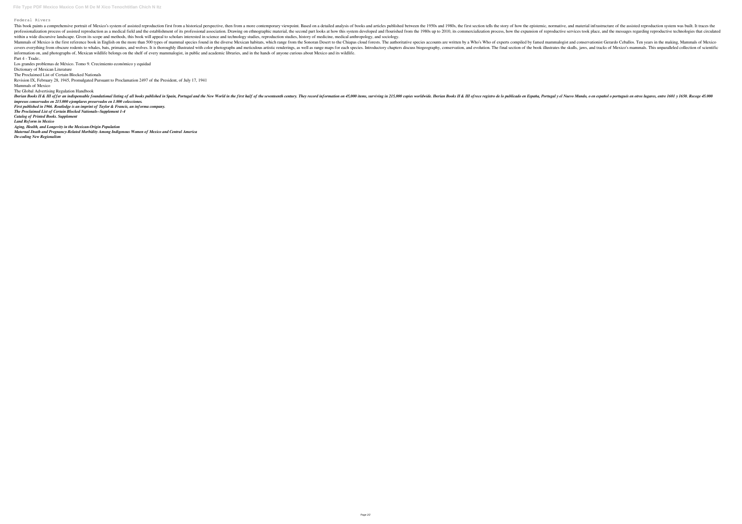Federal Rivers

This book paints a comprehensive portrait of Mexico's system of assisted reproduction first from a historical perspective, then from a more contemporary viewpoint. Based on a detailed analysis of books and articles published between the 1950s and 1980s, the first section tells the story of how the epistemic, normative, and material infrastructure of the assisted reproduction system was built. It traces the professionalization process of assisted reproduction as a medical field and the establishment of its professional association. Drawing on ethnographic material, the second part looks at how this system developed and flourished from the 1980s up to 2010, its commercialization process, how the expansion of reproductive services took place, and the messages regarding reproductive technologies that circulated within a wide discursive landscape. Given its scope and methods, this book will appeal to scholars interested in science and technology studies, reproduction studies, history of medicine, medical anthropology, and sociology.

Mammals of Mexico is the first reference book in English on the more than 500 types of mammal species found in the diverse Mexican habitats, which range from the Sonoran Desert to the Chiapas cloud forests. The authoritative species accounts are written by a Who's Who of experts compiled by famed mammalogist and conservationist Gerardo Ceballos. Ten years in the making, Mammals of Mexico covers everything from obscure rodents to whales, bats, primates, and wolves. It is thoroughly illustrated with color photographs and meticulous artistic renderings, as well as range maps for each species. Introductory chapters discuss biogeography, conservation, and evolution. The final section of the book illustrates the skulls, jaws, and tracks of Mexico's mammals. This unparalleled collection of scientific information on, and photographs of, Mexican wildlife belongs on the shelf of every mammalogist, in public and academic libraries, and in the hands of anyone curious about Mexico and its wildlife.

Part 4 - Trade:.

Los grandes problemas de México. Tomo 9. Crecimiento económico y equidad

Dictionary of Mexican Literature

The Proclaimed List of Certain Blocked Nationals

Revision IX, February 28, 1945, Promulgated Pursuant to Proclamation 2497 of the President, of July 17, 1941

Mammals of Mexico

The Global Advertising Regulation Handbook

*Iberian Books II & III offer an indispensable foundational listing of all books published in Spain, Portugal and the New World in the first half of the seventeenth century. They record information on 45,000 items, surviving in 215,000 copies worldwide. Iberian Books II & III ofrece registro de lo publicado en España, Portugal y el Nuevo Mundo, o en español o portugués en otros lugares, entre 1601 y 1650. Recoge 45.000 impresos conservados en 215.000 ejemplares preservados en 1.800 colecciones.*

*First published in 1966. Routledge is an imprint of Taylor & Francis, an informa company.*

*The Proclaimed List of Certain Blocked Nationals--Supplement 1-4*

*Catalog of Printed Books. Supplement*

*Land Reform in Mexico*

*Aging, Health, and Longevity in the Mexican-Origin Population*

*Maternal Death and Pregnancy-Related Morbidity Among Indigenous Women of Mexico and Central America*

*De-coding New Regionalism*